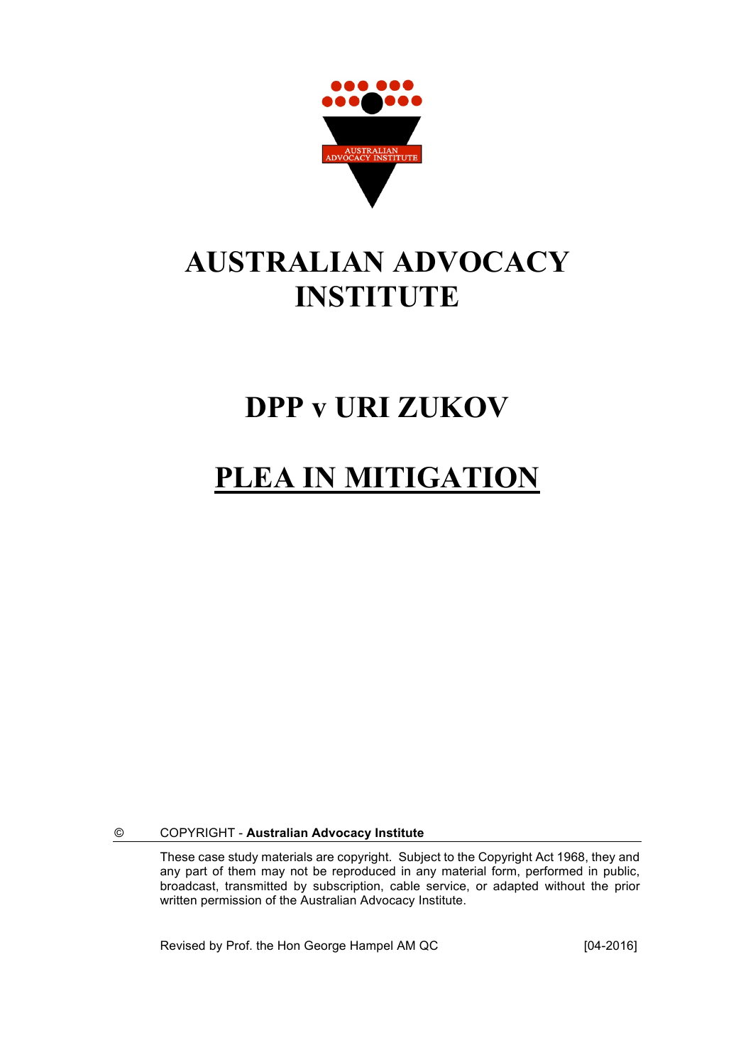# AUSTRALIAN ADVOCACY INSTITUTE

# DPP v URI ZUKOV

# PLEA IN MITIGATION

© COPYRIGHT - **Australian Advocacy Institute**

These case study materials are copyright. Subject to the Copyright Act 1968, they and any part of them may not be reproduced in any material form, performed in public, broadcast, transmitted by subscription, cable service, or adapted without the prior written permission of the Australian Advocacy Institute.

Revised by Prof. the Hon George Hampel AM QC [04-2016]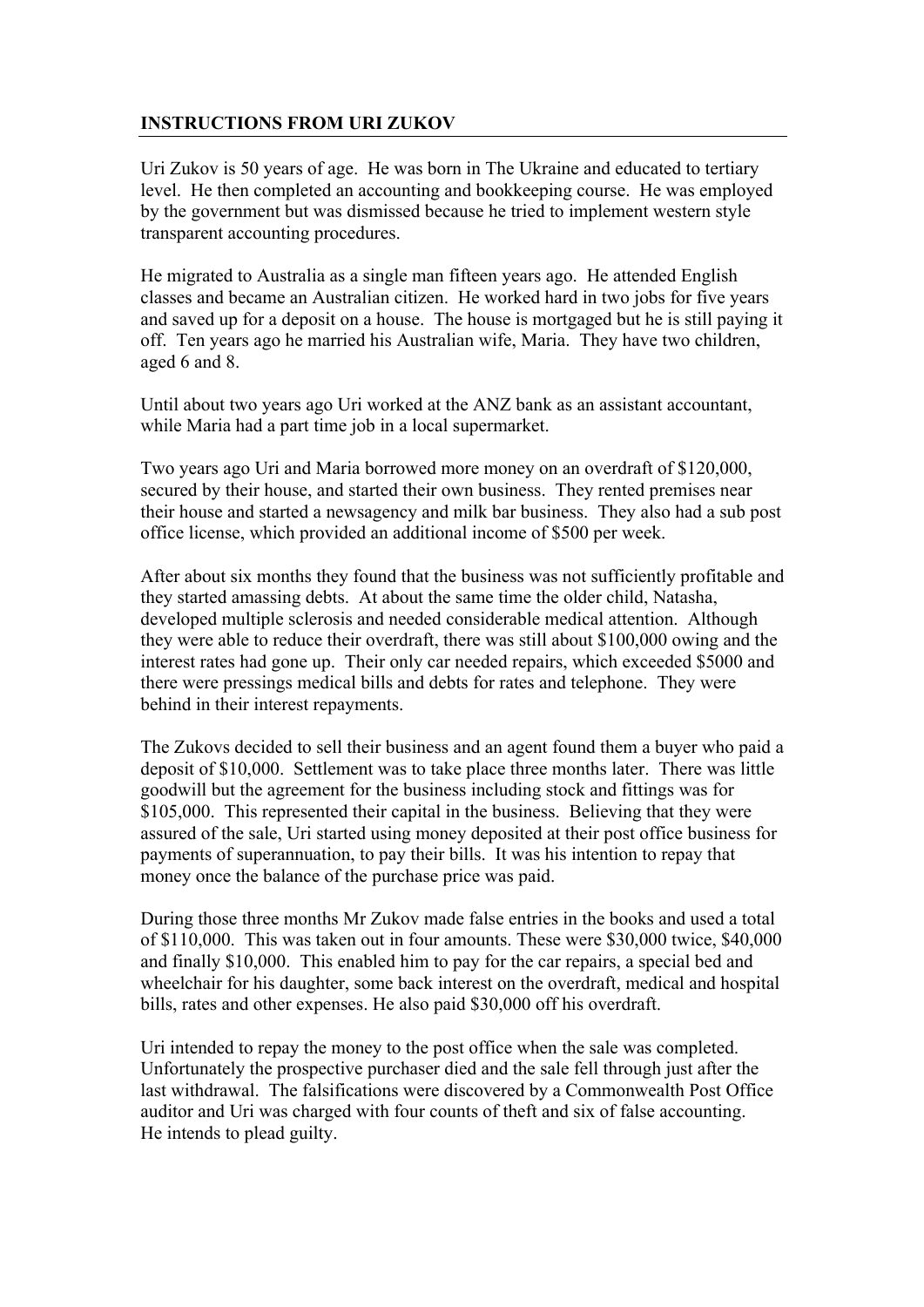**INSTRUCTIONS FROM URI ZUKOV**

Uri Zukov is 50 years of age. He was born in The Ukraine and educated to tertiary level. He then completed an accounting and bookkeeping course. He was employed by the government but was dismissed because he tried to implement western style transparent accounting procedures.

He migrated to Australia as a single man fifteen years ago. He attended English classes and became an Australian citizen. He worked hard in two jobs for five years and saved up for a deposit on a house. The house is mortgaged but he is still paying it off. Ten years ago he married his Australian wife, Maria. They have two children, aged 6 and 8.

Until about two years ago Uri worked at the ANZ bank as an assistant accountant, while Maria had a part time job in a local supermarket.

Two years ago Uri and Maria borrowed more money on an overdraft of $120,000, secured by their house, and started their own business. They rented premises near their house and started a newsagency and milk bar business. They also had a sub post office license, which provided an additional income of $500 per week.

After about six months they found that the business was not sufficiently profitable and they started amassing debts. At about the same time the older child, Natasha, developed multiple sclerosis and needed considerable medical attention. Although they were able to reduce their overdraft, there was still about $100,000 owing and the interest rates had gone up. Their only car needed repairs, which exceeded $5000 and there were pressings medical bills and debts for rates and telephone. They were behind in their interest repayments.

The Zukovs decided to sell their business and an agent found them a buyer who paid a deposit of $10,000. Settlement was to take place three months later. There was little goodwill but the agreement for the business including stock and fittings was for $105,000. This represented their capital in the business. Believing that they were assured of the sale, Uri started using money deposited at their post office business for payments of superannuation, to pay their bills. It was his intention to repay that money once the balance of the purchase price was paid.

During those three months Mr Zukov made false entries in the books and used a total of $110,000. This was taken out in four amounts. These were $30,000 twice, $40,000 and finally $10,000. This enabled him to pay for the car repairs, a special bed and wheelchair for his daughter, some back interest on the overdraft, medical and hospital bills, rates and other expenses. He also paid $30,000 off his overdraft.

Uri intended to repay the money to the post office when the sale was completed. Unfortunately the prospective purchaser died and the sale fell through just after the last withdrawal. The falsifications were discovered by a Commonwealth Post Office auditor and Uri was charged with four counts of theft and six of false accounting. He intends to plead guilty.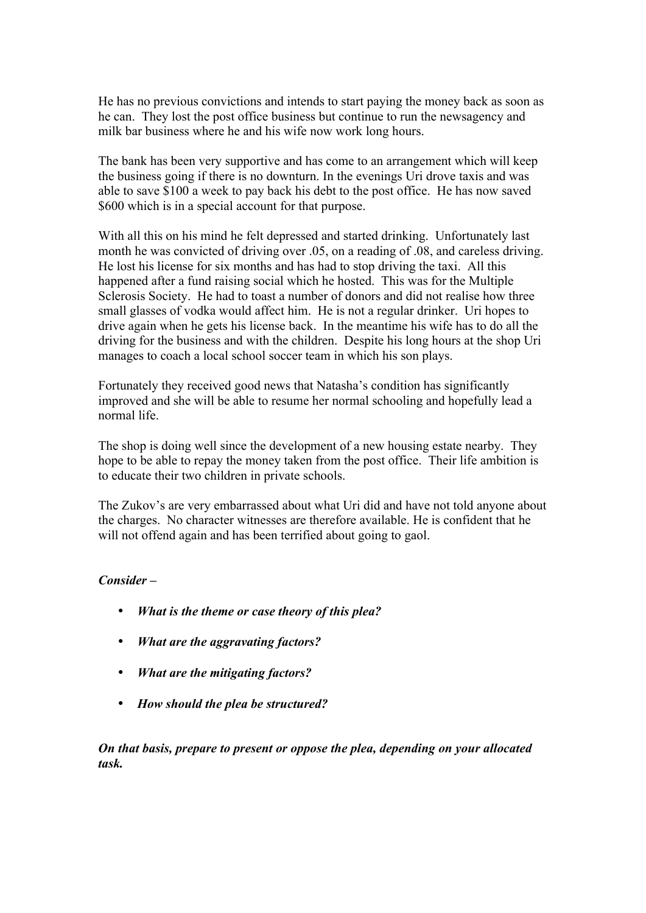He has no previous convictions and intends to start paying the money back as soon as he can. They lost the post office business but continue to run the newsagency and milk bar business where he and his wife now work long hours.

The bank has been very supportive and has come to an arrangement which will keep the business going if there is no downturn. In the evenings Uri drove taxis and was able to save $100 a week to pay back his debt to the post office. He has now saved $600 which is in a special account for that purpose.

With all this on his mind he felt depressed and started drinking. Unfortunately last month he was convicted of driving over .05, on a reading of .08, and careless driving. He lost his license for six months and has had to stop driving the taxi. All this happened after a fund raising social which he hosted. This was for the Multiple Sclerosis Society. He had to toast a number of donors and did not realise how three small glasses of vodka would affect him. He is not a regular drinker. Uri hopes to drive again when he gets his license back. In the meantime his wife has to do all the driving for the business and with the children. Despite his long hours at the shop Uri manages to coach a local school soccer team in which his son plays.

Fortunately they received good news that Natasha's condition has significantly improved and she will be able to resume her normal schooling and hopefully lead a normal life.

The shop is doing well since the development of a new housing estate nearby. They hope to be able to repay the money taken from the post office. Their life ambition is to educate their two children in private schools.

The Zukov's are very embarrassed about what Uri did and have not told anyone about the charges. No character witnesses are therefore available. He is confident that he will not offend again and has been terrified about going to gaol.

***Consider –***

- ***What is the theme or case theory of this plea?***
- ***What are the aggravating factors?***
- ***What are the mitigating factors?***
- ***How should the plea be structured?***

***On that basis, prepare to present or oppose the plea, depending on your allocated task.***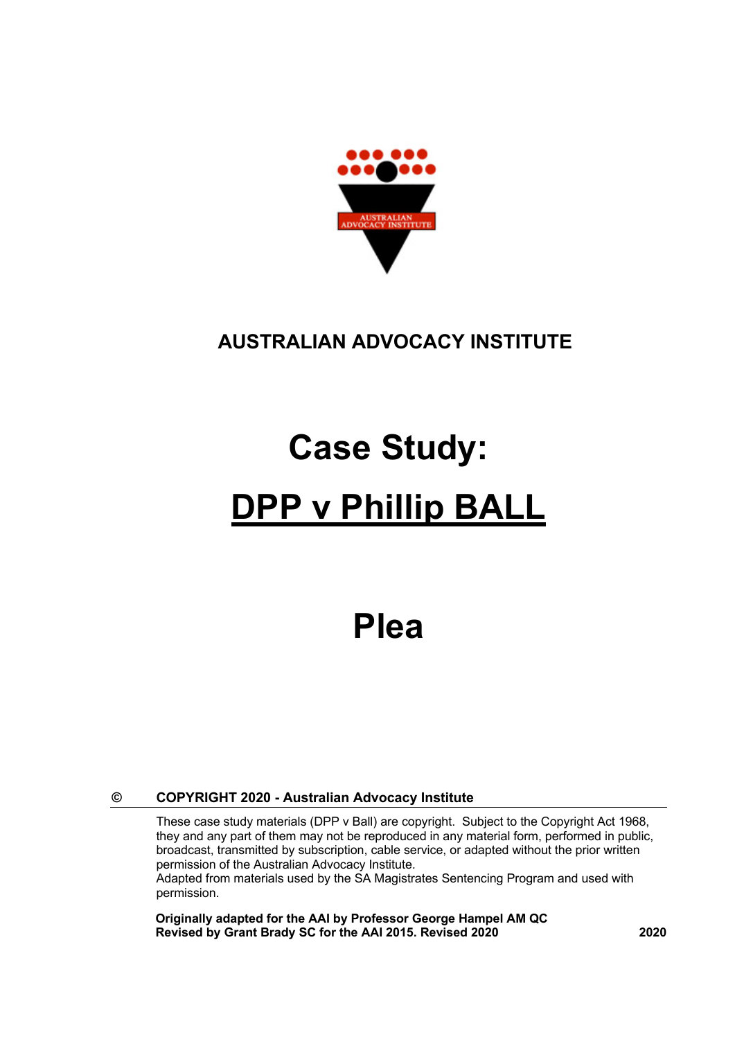# AUSTRALIAN ADVOCACY INSTITUTE

# Case Study:

# DPP v Phillip BALL

# Plea

© **COPYRIGHT 2020 - Australian Advocacy Institute**

These case study materials (DPP v Ball) are copyright. Subject to the Copyright Act 1968, they and any part of them may not be reproduced in any material form, performed in public, broadcast, transmitted by subscription, cable service, or adapted without the prior written permission of the Australian Advocacy Institute.
Adapted from materials used by the SA Magistrates Sentencing Program and used with permission.

**Originally adapted for the AAI by Professor George Hampel AM QC**
**Revised by Grant Brady SC for the AAI 2015. Revised 2020** **2020**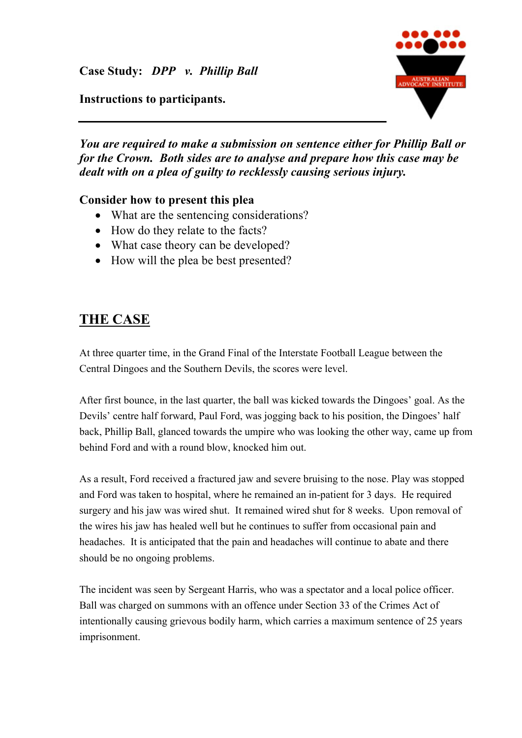**Case Study:** ***DPP v. Phillip Ball***

**Instructions to participants.**

---

***You are required to make a submission on sentence either for Phillip Ball or for the Crown. Both sides are to analyse and prepare how this case may be dealt with on a plea of guilty to recklessly causing serious injury.***

**Consider how to present this plea**

- What are the sentencing considerations?
- How do they relate to the facts?
- What case theory can be developed?
- How will the plea be best presented?

## THE CASE

At three quarter time, in the Grand Final of the Interstate Football League between the Central Dingoes and the Southern Devils, the scores were level.

After first bounce, in the last quarter, the ball was kicked towards the Dingoes' goal. As the Devils' centre half forward, Paul Ford, was jogging back to his position, the Dingoes' half back, Phillip Ball, glanced towards the umpire who was looking the other way, came up from behind Ford and with a round blow, knocked him out.

As a result, Ford received a fractured jaw and severe bruising to the nose. Play was stopped and Ford was taken to hospital, where he remained an in-patient for 3 days. He required surgery and his jaw was wired shut. It remained wired shut for 8 weeks. Upon removal of the wires his jaw has healed well but he continues to suffer from occasional pain and headaches. It is anticipated that the pain and headaches will continue to abate and there should be no ongoing problems.

The incident was seen by Sergeant Harris, who was a spectator and a local police officer. Ball was charged on summons with an offence under Section 33 of the Crimes Act of intentionally causing grievous bodily harm, which carries a maximum sentence of 25 years imprisonment.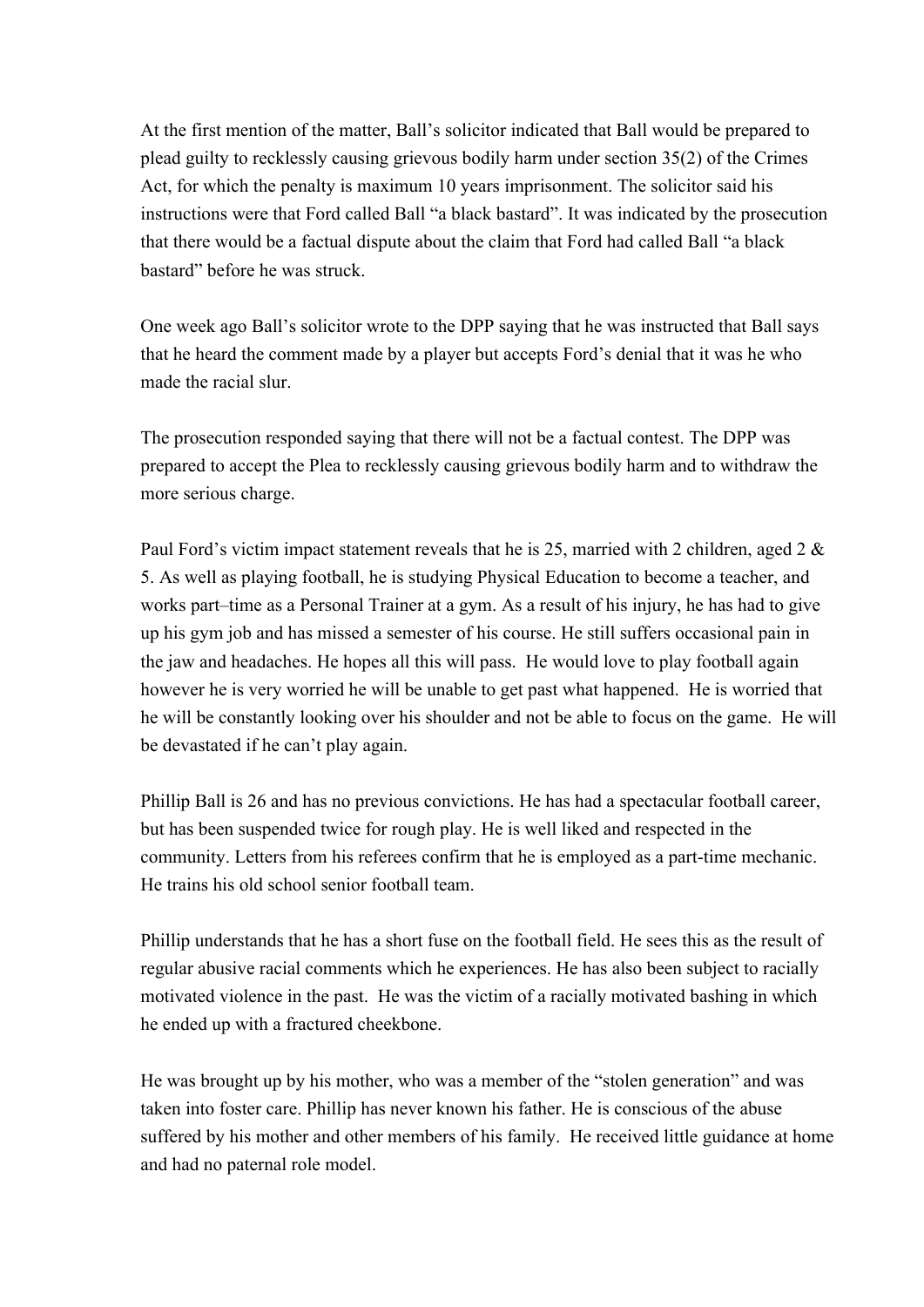At the first mention of the matter, Ball's solicitor indicated that Ball would be prepared to plead guilty to recklessly causing grievous bodily harm under section 35(2) of the Crimes Act, for which the penalty is maximum 10 years imprisonment. The solicitor said his instructions were that Ford called Ball "a black bastard". It was indicated by the prosecution that there would be a factual dispute about the claim that Ford had called Ball "a black bastard" before he was struck.

One week ago Ball's solicitor wrote to the DPP saying that he was instructed that Ball says that he heard the comment made by a player but accepts Ford's denial that it was he who made the racial slur.

The prosecution responded saying that there will not be a factual contest. The DPP was prepared to accept the Plea to recklessly causing grievous bodily harm and to withdraw the more serious charge.

Paul Ford's victim impact statement reveals that he is 25, married with 2 children, aged 2 & 5. As well as playing football, he is studying Physical Education to become a teacher, and works part–time as a Personal Trainer at a gym. As a result of his injury, he has had to give up his gym job and has missed a semester of his course. He still suffers occasional pain in the jaw and headaches. He hopes all this will pass. He would love to play football again however he is very worried he will be unable to get past what happened. He is worried that he will be constantly looking over his shoulder and not be able to focus on the game. He will be devastated if he can't play again.

Phillip Ball is 26 and has no previous convictions. He has had a spectacular football career, but has been suspended twice for rough play. He is well liked and respected in the community. Letters from his referees confirm that he is employed as a part-time mechanic. He trains his old school senior football team.

Phillip understands that he has a short fuse on the football field. He sees this as the result of regular abusive racial comments which he experiences. He has also been subject to racially motivated violence in the past. He was the victim of a racially motivated bashing in which he ended up with a fractured cheekbone.

He was brought up by his mother, who was a member of the "stolen generation" and was taken into foster care. Phillip has never known his father. He is conscious of the abuse suffered by his mother and other members of his family. He received little guidance at home and had no paternal role model.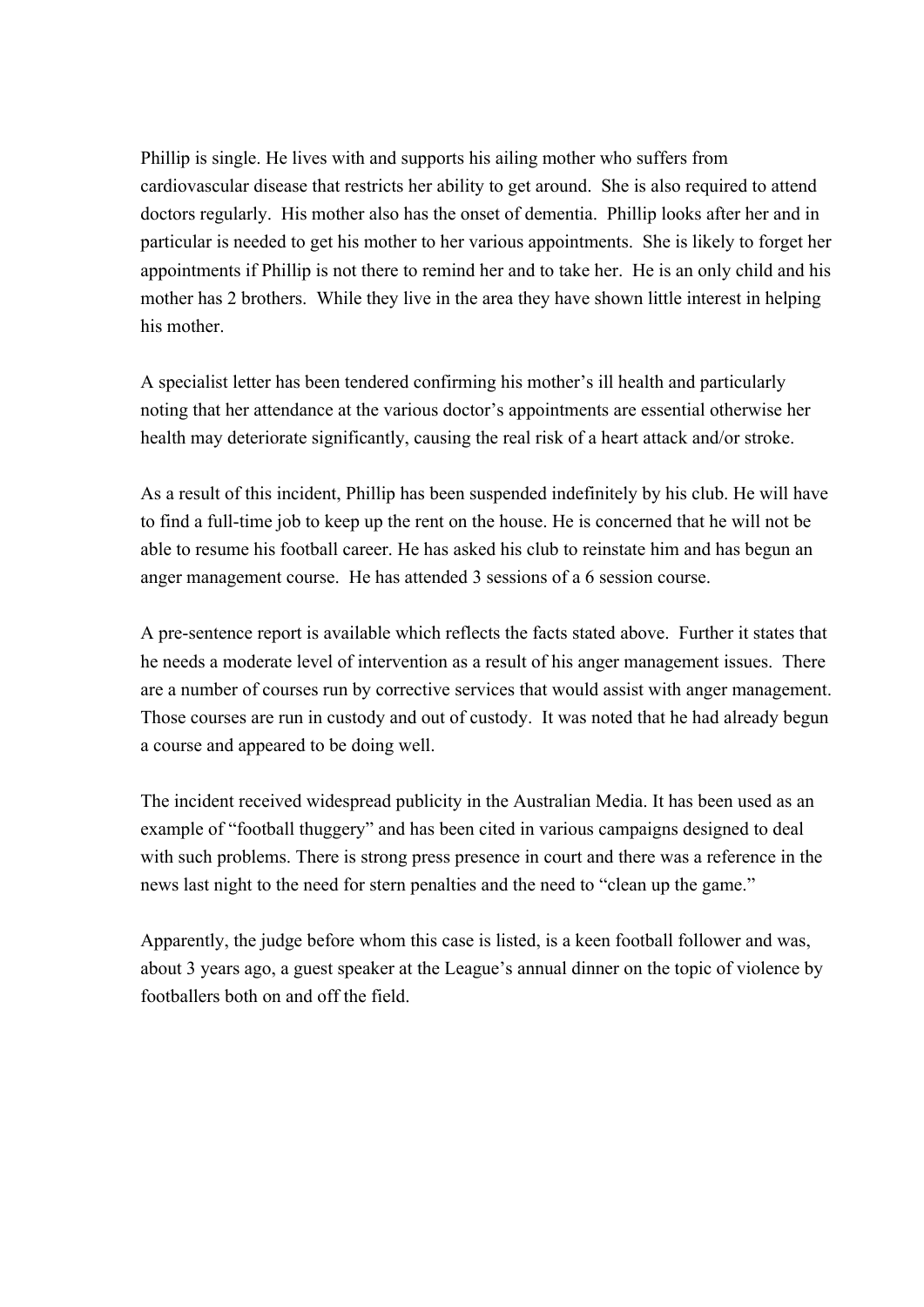Phillip is single. He lives with and supports his ailing mother who suffers from cardiovascular disease that restricts her ability to get around. She is also required to attend doctors regularly. His mother also has the onset of dementia. Phillip looks after her and in particular is needed to get his mother to her various appointments. She is likely to forget her appointments if Phillip is not there to remind her and to take her. He is an only child and his mother has 2 brothers. While they live in the area they have shown little interest in helping his mother.

A specialist letter has been tendered confirming his mother's ill health and particularly noting that her attendance at the various doctor's appointments are essential otherwise her health may deteriorate significantly, causing the real risk of a heart attack and/or stroke.

As a result of this incident, Phillip has been suspended indefinitely by his club. He will have to find a full-time job to keep up the rent on the house. He is concerned that he will not be able to resume his football career. He has asked his club to reinstate him and has begun an anger management course. He has attended 3 sessions of a 6 session course.

A pre-sentence report is available which reflects the facts stated above. Further it states that he needs a moderate level of intervention as a result of his anger management issues. There are a number of courses run by corrective services that would assist with anger management. Those courses are run in custody and out of custody. It was noted that he had already begun a course and appeared to be doing well.

The incident received widespread publicity in the Australian Media. It has been used as an example of "football thuggery" and has been cited in various campaigns designed to deal with such problems. There is strong press presence in court and there was a reference in the news last night to the need for stern penalties and the need to "clean up the game."

Apparently, the judge before whom this case is listed, is a keen football follower and was, about 3 years ago, a guest speaker at the League's annual dinner on the topic of violence by footballers both on and off the field.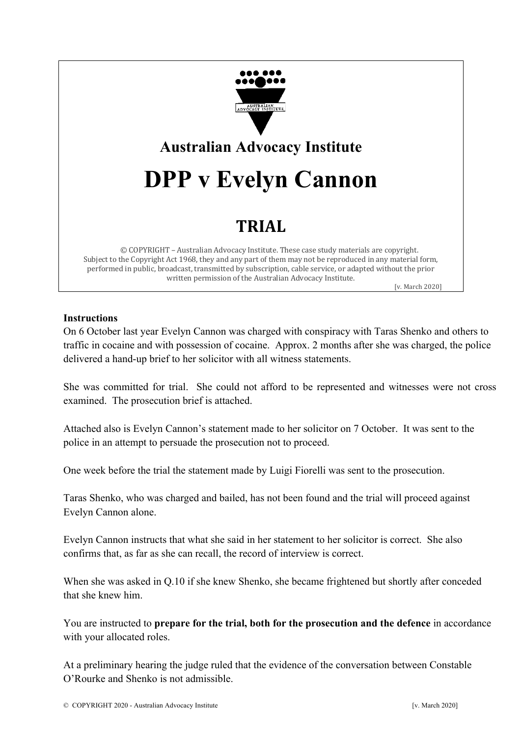**Australian Advocacy Institute**

# DPP v Evelyn Cannon

## TRIAL

© COPYRIGHT – Australian Advocacy Institute. These case study materials are copyright. Subject to the Copyright Act 1968, they and any part of them may not be reproduced in any material form, performed in public, broadcast, transmitted by subscription, cable service, or adapted without the prior written permission of the Australian Advocacy Institute.

[v. March 2020]

**Instructions**

On 6 October last year Evelyn Cannon was charged with conspiracy with Taras Shenko and others to traffic in cocaine and with possession of cocaine. Approx. 2 months after she was charged, the police delivered a hand-up brief to her solicitor with all witness statements.

She was committed for trial. She could not afford to be represented and witnesses were not cross examined. The prosecution brief is attached.

Attached also is Evelyn Cannon's statement made to her solicitor on 7 October. It was sent to the police in an attempt to persuade the prosecution not to proceed.

One week before the trial the statement made by Luigi Fiorelli was sent to the prosecution.

Taras Shenko, who was charged and bailed, has not been found and the trial will proceed against Evelyn Cannon alone.

Evelyn Cannon instructs that what she said in her statement to her solicitor is correct. She also confirms that, as far as she can recall, the record of interview is correct.

When she was asked in Q.10 if she knew Shenko, she became frightened but shortly after conceded that she knew him.

You are instructed to **prepare for the trial, both for the prosecution and the defence** in accordance with your allocated roles.

At a preliminary hearing the judge ruled that the evidence of the conversation between Constable O'Rourke and Shenko is not admissible.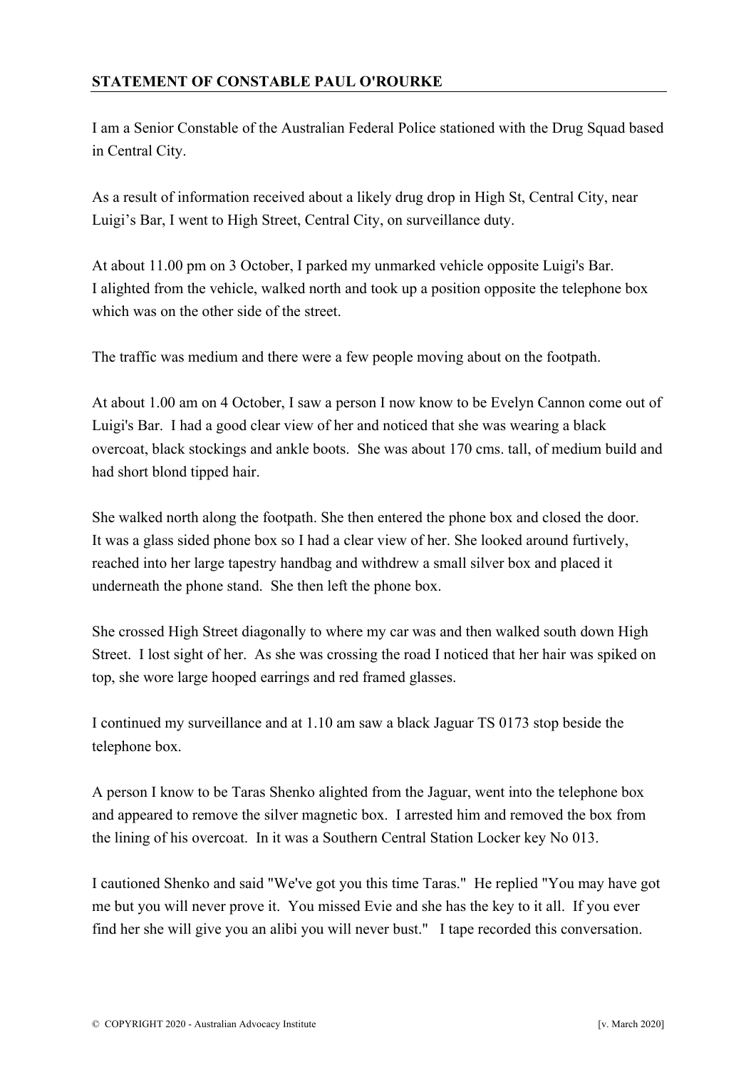**STATEMENT OF CONSTABLE PAUL O'ROURKE**

I am a Senior Constable of the Australian Federal Police stationed with the Drug Squad based in Central City.

As a result of information received about a likely drug drop in High St, Central City, near Luigi's Bar, I went to High Street, Central City, on surveillance duty.

At about 11.00 pm on 3 October, I parked my unmarked vehicle opposite Luigi's Bar. I alighted from the vehicle, walked north and took up a position opposite the telephone box which was on the other side of the street.

The traffic was medium and there were a few people moving about on the footpath.

At about 1.00 am on 4 October, I saw a person I now know to be Evelyn Cannon come out of Luigi's Bar. I had a good clear view of her and noticed that she was wearing a black overcoat, black stockings and ankle boots. She was about 170 cms. tall, of medium build and had short blond tipped hair.

She walked north along the footpath. She then entered the phone box and closed the door. It was a glass sided phone box so I had a clear view of her. She looked around furtively, reached into her large tapestry handbag and withdrew a small silver box and placed it underneath the phone stand. She then left the phone box.

She crossed High Street diagonally to where my car was and then walked south down High Street. I lost sight of her. As she was crossing the road I noticed that her hair was spiked on top, she wore large hooped earrings and red framed glasses.

I continued my surveillance and at 1.10 am saw a black Jaguar TS 0173 stop beside the telephone box.

A person I know to be Taras Shenko alighted from the Jaguar, went into the telephone box and appeared to remove the silver magnetic box. I arrested him and removed the box from the lining of his overcoat. In it was a Southern Central Station Locker key No 013.

I cautioned Shenko and said "We've got you this time Taras." He replied "You may have got me but you will never prove it. You missed Evie and she has the key to it all. If you ever find her she will give you an alibi you will never bust." I tape recorded this conversation.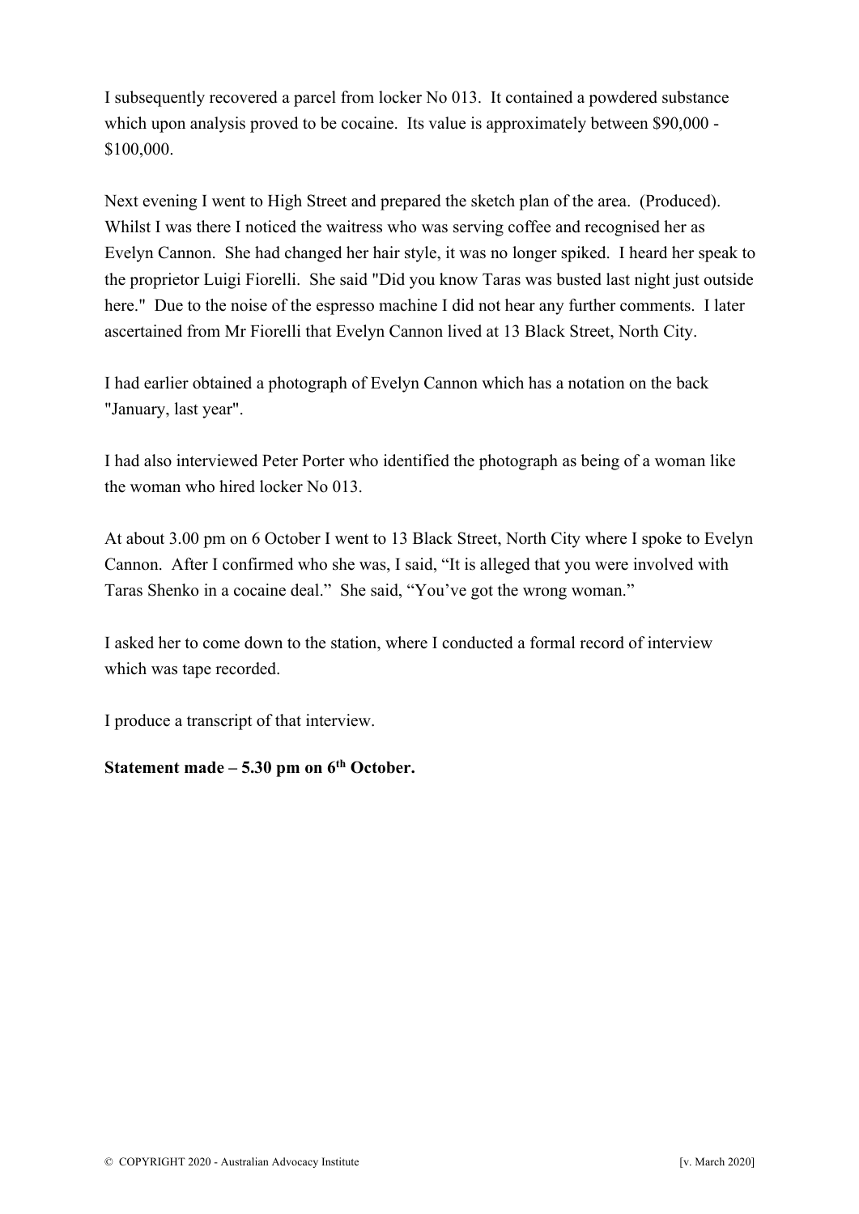I subsequently recovered a parcel from locker No 013. It contained a powdered substance which upon analysis proved to be cocaine. Its value is approximately between $90,000 - $100,000.

Next evening I went to High Street and prepared the sketch plan of the area. (Produced). Whilst I was there I noticed the waitress who was serving coffee and recognised her as Evelyn Cannon. She had changed her hair style, it was no longer spiked. I heard her speak to the proprietor Luigi Fiorelli. She said "Did you know Taras was busted last night just outside here." Due to the noise of the espresso machine I did not hear any further comments. I later ascertained from Mr Fiorelli that Evelyn Cannon lived at 13 Black Street, North City.

I had earlier obtained a photograph of Evelyn Cannon which has a notation on the back "January, last year".

I had also interviewed Peter Porter who identified the photograph as being of a woman like the woman who hired locker No 013.

At about 3.00 pm on 6 October I went to 13 Black Street, North City where I spoke to Evelyn Cannon. After I confirmed who she was, I said, “It is alleged that you were involved with Taras Shenko in a cocaine deal.” She said, “You’ve got the wrong woman.”

I asked her to come down to the station, where I conducted a formal record of interview which was tape recorded.

I produce a transcript of that interview.

**Statement made – 5.30 pm on 6th October.**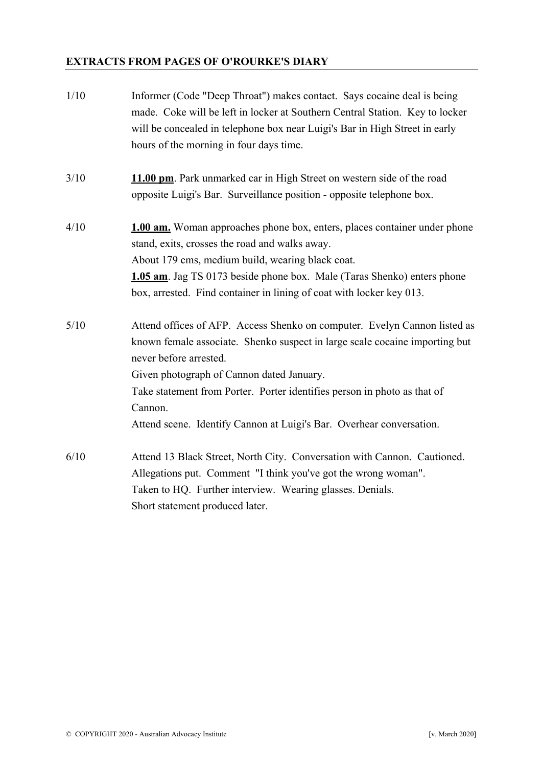## EXTRACTS FROM PAGES OF O'ROURKE'S DIARY

| | |
|---|---|
| 1/10 | Informer (Code "Deep Throat") makes contact. Says cocaine deal is being made. Coke will be left in locker at Southern Central Station. Key to locker will be concealed in telephone box near Luigi's Bar in High Street in early hours of the morning in four days time. |
| 3/10 | **11.00 pm**. Park unmarked car in High Street on western side of the road opposite Luigi's Bar. Surveillance position - opposite telephone box. |
| 4/10 | **1.00 am.** Woman approaches phone box, enters, places container under phone stand, exits, crosses the road and walks away.<br>About 179 cms, medium build, wearing black coat.<br>**1.05 am**. Jag TS 0173 beside phone box. Male (Taras Shenko) enters phone box, arrested. Find container in lining of coat with locker key 013. |
| 5/10 | Attend offices of AFP. Access Shenko on computer. Evelyn Cannon listed as known female associate. Shenko suspect in large scale cocaine importing but never before arrested.<br>Given photograph of Cannon dated January.<br>Take statement from Porter. Porter identifies person in photo as that of Cannon.<br>Attend scene. Identify Cannon at Luigi's Bar. Overhear conversation. |
| 6/10 | Attend 13 Black Street, North City. Conversation with Cannon. Cautioned. Allegations put. Comment "I think you've got the wrong woman".<br>Taken to HQ. Further interview. Wearing glasses. Denials.<br>Short statement produced later. |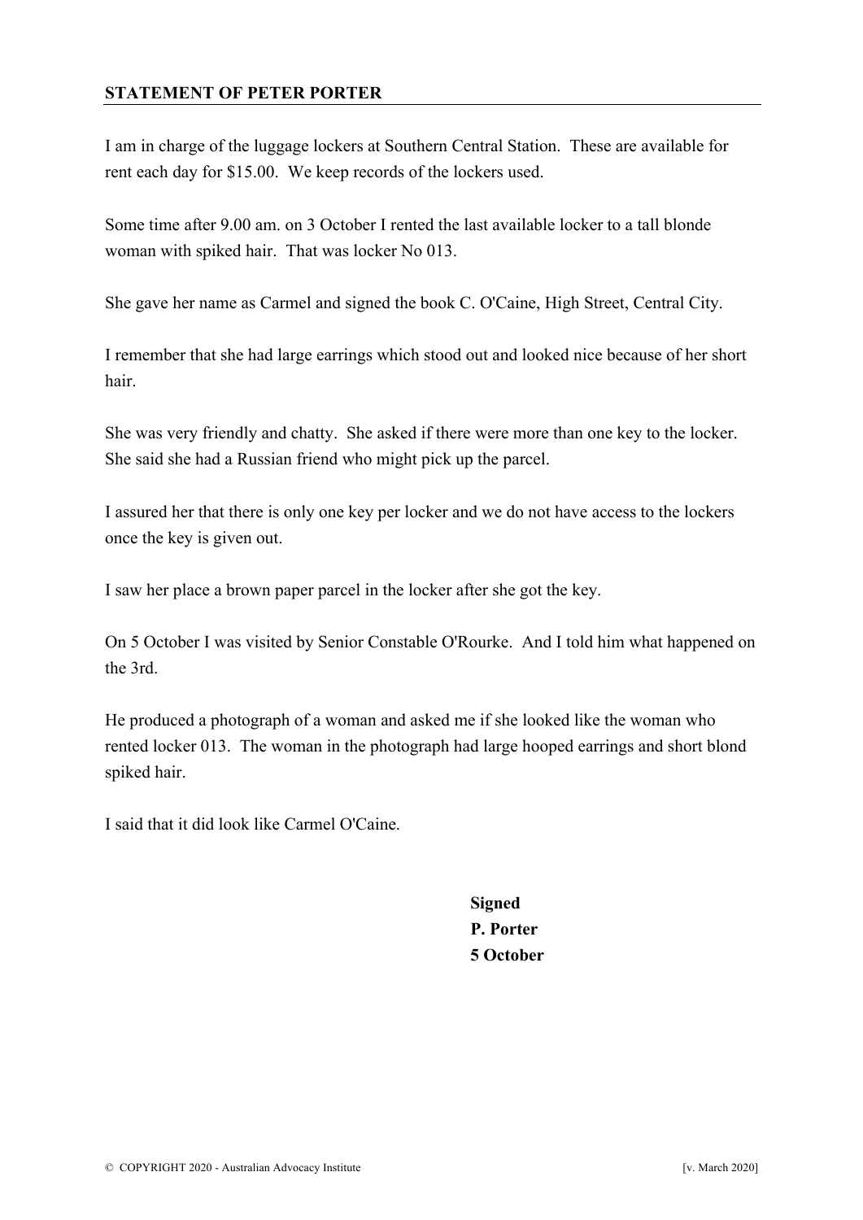## **STATEMENT OF PETER PORTER**

I am in charge of the luggage lockers at Southern Central Station. These are available for rent each day for $15.00. We keep records of the lockers used.

Some time after 9.00 am. on 3 October I rented the last available locker to a tall blonde woman with spiked hair. That was locker No 013.

She gave her name as Carmel and signed the book C. O'Caine, High Street, Central City.

I remember that she had large earrings which stood out and looked nice because of her short hair.

She was very friendly and chatty. She asked if there were more than one key to the locker. She said she had a Russian friend who might pick up the parcel.

I assured her that there is only one key per locker and we do not have access to the lockers once the key is given out.

I saw her place a brown paper parcel in the locker after she got the key.

On 5 October I was visited by Senior Constable O'Rourke. And I told him what happened on the 3rd.

He produced a photograph of a woman and asked me if she looked like the woman who rented locker 013. The woman in the photograph had large hooped earrings and short blond spiked hair.

I said that it did look like Carmel O'Caine.

**Signed**
**P. Porter**
**5 October**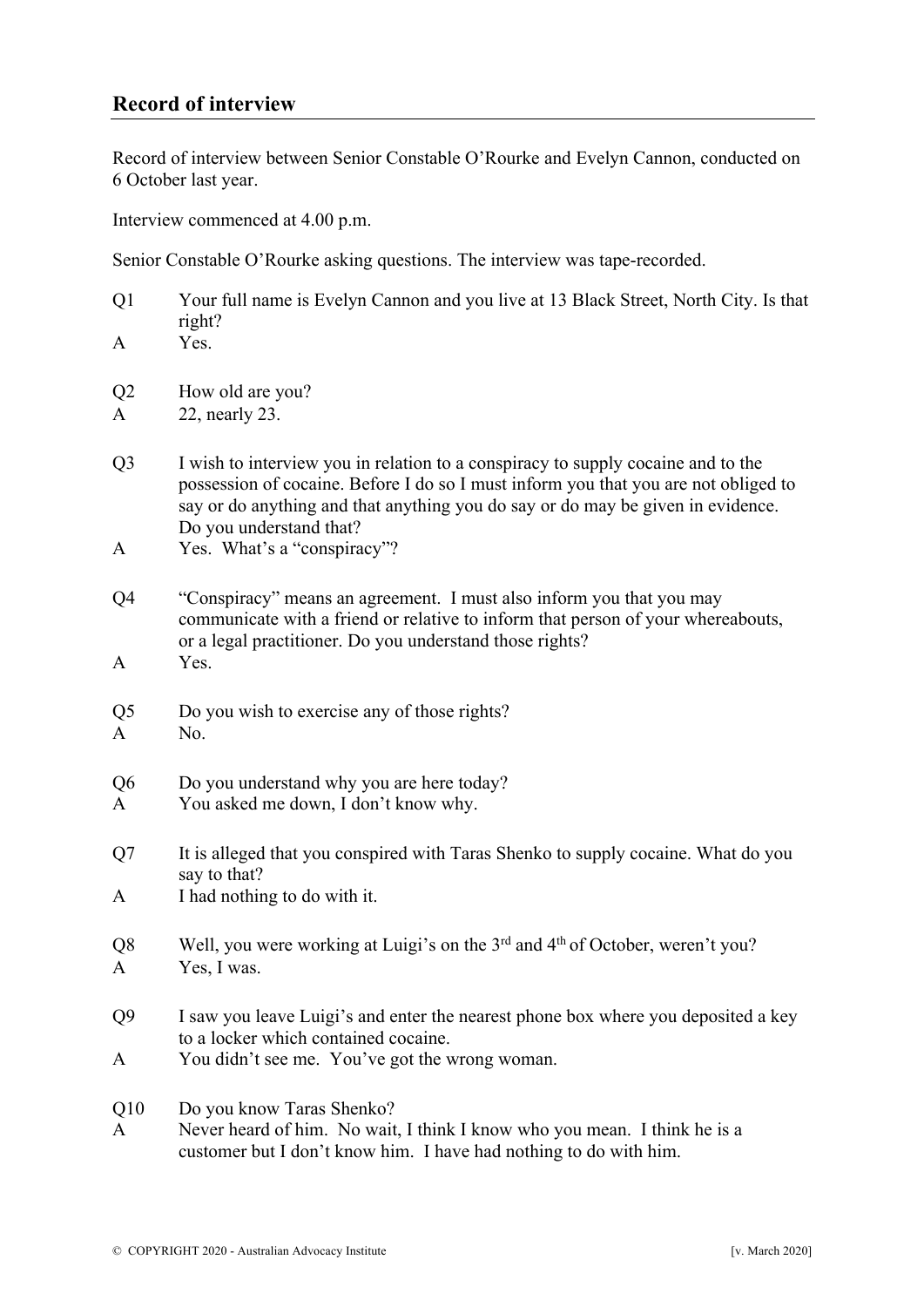## Record of interview

Record of interview between Senior Constable O'Rourke and Evelyn Cannon, conducted on 6 October last year.

Interview commenced at 4.00 p.m.

Senior Constable O'Rourke asking questions. The interview was tape-recorded.

Q1 Your full name is Evelyn Cannon and you live at 13 Black Street, North City. Is that right?

A Yes.

Q2 How old are you?

A 22, nearly 23.

Q3 I wish to interview you in relation to a conspiracy to supply cocaine and to the possession of cocaine. Before I do so I must inform you that you are not obliged to say or do anything and that anything you do say or do may be given in evidence. Do you understand that?

A Yes. What's a "conspiracy"?

Q4 "Conspiracy" means an agreement. I must also inform you that you may communicate with a friend or relative to inform that person of your whereabouts, or a legal practitioner. Do you understand those rights?

A Yes.

Q5 Do you wish to exercise any of those rights?

A No.

Q6 Do you understand why you are here today?

A You asked me down, I don't know why.

Q7 It is alleged that you conspired with Taras Shenko to supply cocaine. What do you say to that?

A I had nothing to do with it.

Q8 Well, you were working at Luigi's on the 3rd and 4th of October, weren't you?

A Yes, I was.

Q9 I saw you leave Luigi's and enter the nearest phone box where you deposited a key to a locker which contained cocaine.

A You didn't see me. You've got the wrong woman.

Q10 Do you know Taras Shenko?

A Never heard of him. No wait, I think I know who you mean. I think he is a customer but I don't know him. I have had nothing to do with him.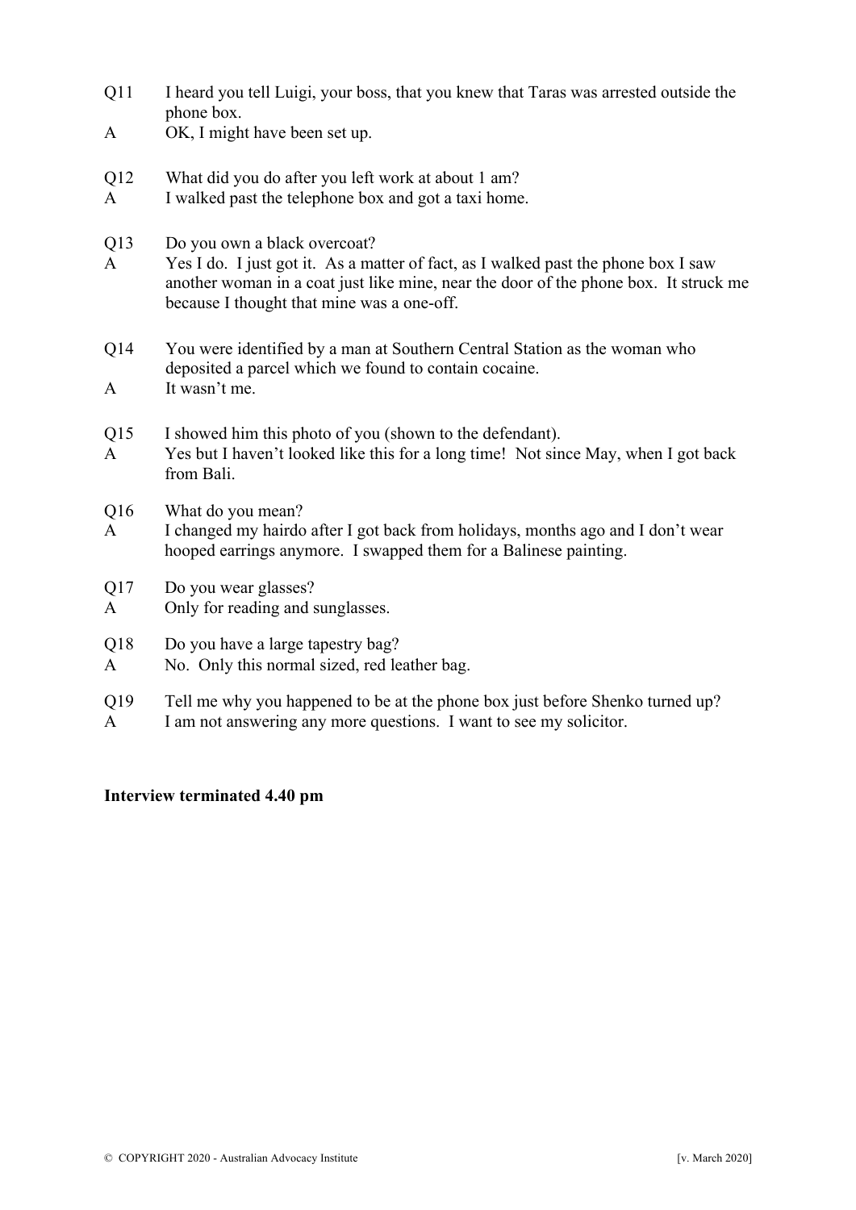Q11 I heard you tell Luigi, your boss, that you knew that Taras was arrested outside the phone box.
A OK, I might have been set up.

Q12 What did you do after you left work at about 1 am?
A I walked past the telephone box and got a taxi home.

Q13 Do you own a black overcoat?
A Yes I do. I just got it. As a matter of fact, as I walked past the phone box I saw another woman in a coat just like mine, near the door of the phone box. It struck me because I thought that mine was a one-off.

Q14 You were identified by a man at Southern Central Station as the woman who deposited a parcel which we found to contain cocaine.
A It wasn't me.

Q15 I showed him this photo of you (shown to the defendant).
A Yes but I haven't looked like this for a long time! Not since May, when I got back from Bali.

Q16 What do you mean?
A I changed my hairdo after I got back from holidays, months ago and I don't wear hooped earrings anymore. I swapped them for a Balinese painting.

Q17 Do you wear glasses?
A Only for reading and sunglasses.

Q18 Do you have a large tapestry bag?
A No. Only this normal sized, red leather bag.

Q19 Tell me why you happened to be at the phone box just before Shenko turned up?
A I am not answering any more questions. I want to see my solicitor.

**Interview terminated 4.40 pm**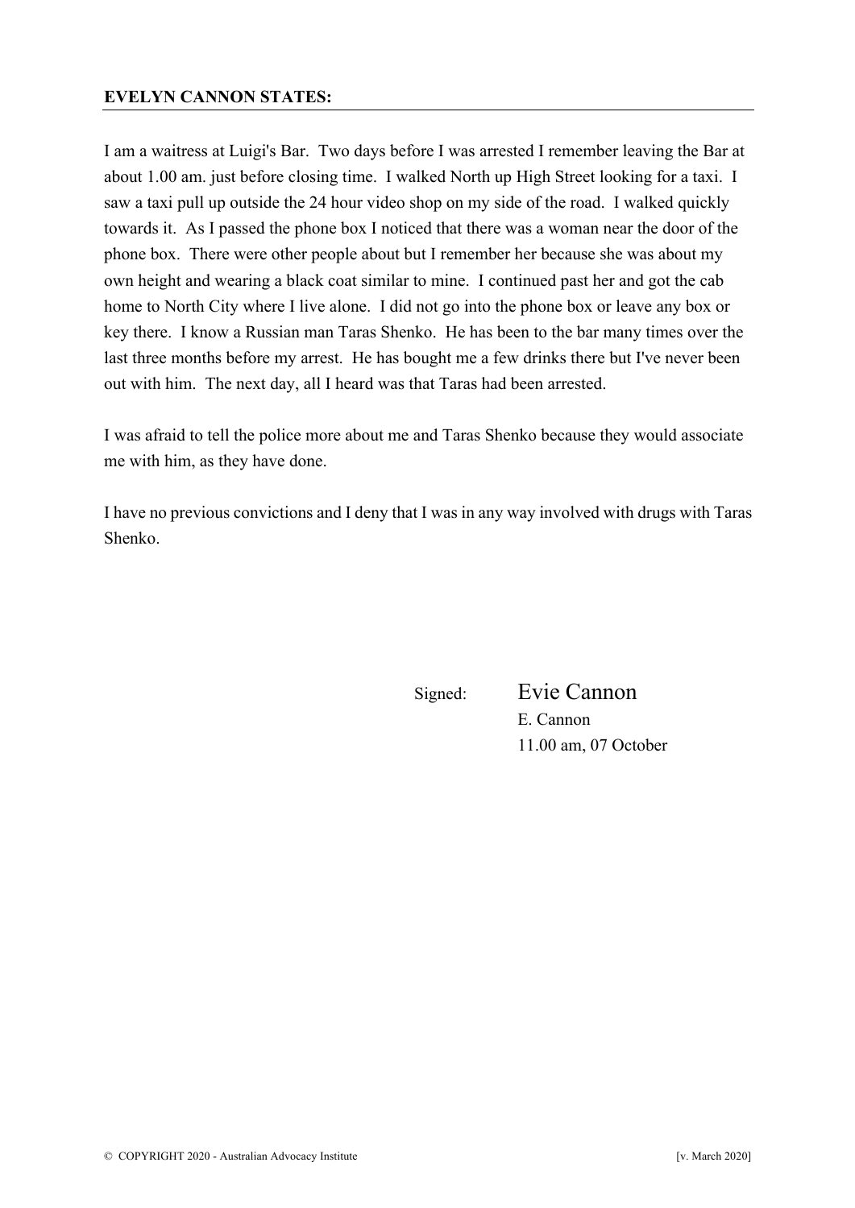**EVELYN CANNON STATES:**

I am a waitress at Luigi's Bar. Two days before I was arrested I remember leaving the Bar at about 1.00 am. just before closing time. I walked North up High Street looking for a taxi. I saw a taxi pull up outside the 24 hour video shop on my side of the road. I walked quickly towards it. As I passed the phone box I noticed that there was a woman near the door of the phone box. There were other people about but I remember her because she was about my own height and wearing a black coat similar to mine. I continued past her and got the cab home to North City where I live alone. I did not go into the phone box or leave any box or key there. I know a Russian man Taras Shenko. He has been to the bar many times over the last three months before my arrest. He has bought me a few drinks there but I've never been out with him. The next day, all I heard was that Taras had been arrested.

I was afraid to tell the police more about me and Taras Shenko because they would associate me with him, as they have done.

I have no previous convictions and I deny that I was in any way involved with drugs with Taras Shenko.

Signed: Evie Cannon
E. Cannon
11.00 am, 07 October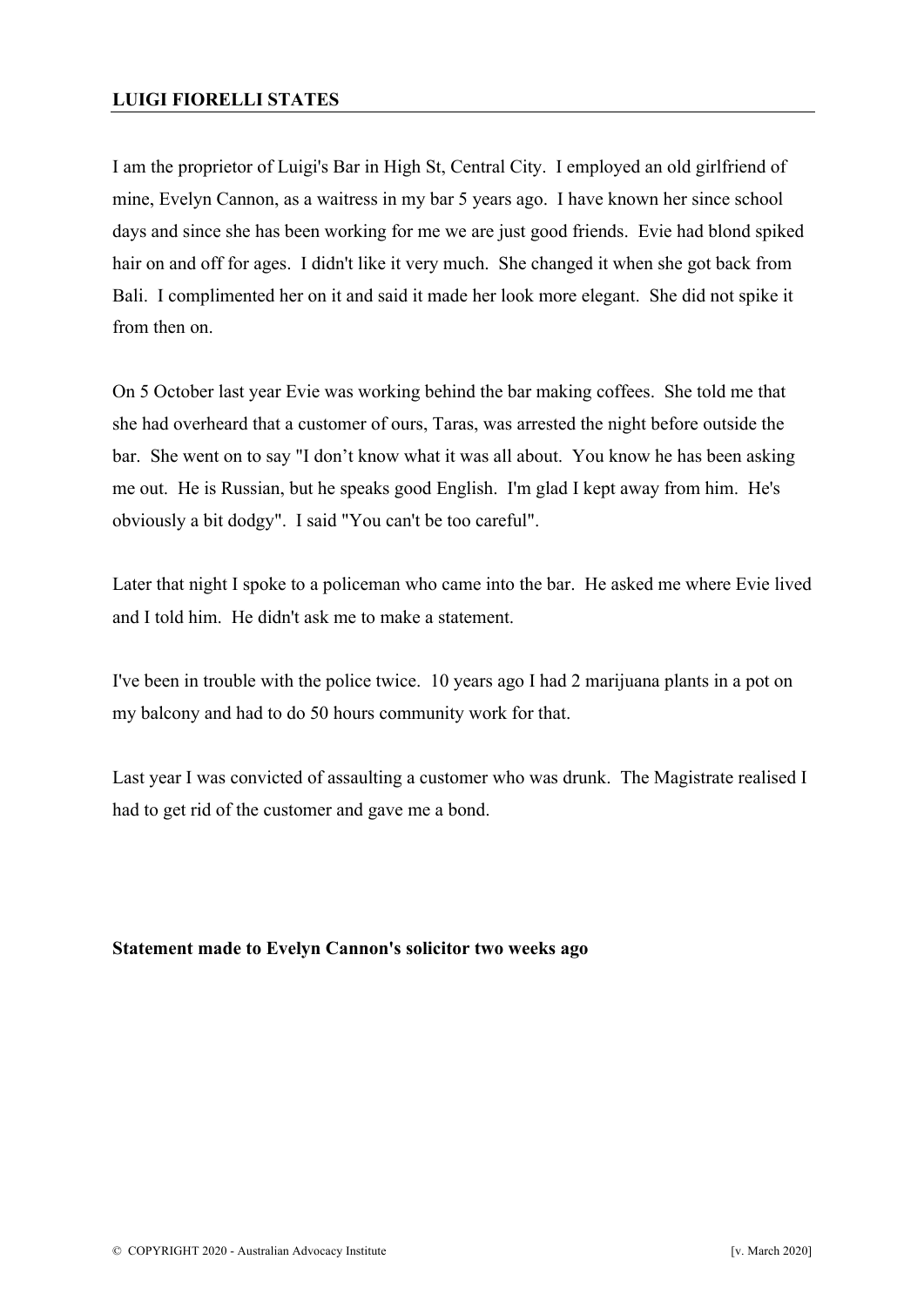**LUIGI FIORELLI STATES**

I am the proprietor of Luigi's Bar in High St, Central City. I employed an old girlfriend of mine, Evelyn Cannon, as a waitress in my bar 5 years ago. I have known her since school days and since she has been working for me we are just good friends. Evie had blond spiked hair on and off for ages. I didn't like it very much. She changed it when she got back from Bali. I complimented her on it and said it made her look more elegant. She did not spike it from then on.

On 5 October last year Evie was working behind the bar making coffees. She told me that she had overheard that a customer of ours, Taras, was arrested the night before outside the bar. She went on to say "I don't know what it was all about. You know he has been asking me out. He is Russian, but he speaks good English. I'm glad I kept away from him. He's obviously a bit dodgy". I said "You can't be too careful".

Later that night I spoke to a policeman who came into the bar. He asked me where Evie lived and I told him. He didn't ask me to make a statement.

I've been in trouble with the police twice. 10 years ago I had 2 marijuana plants in a pot on my balcony and had to do 50 hours community work for that.

Last year I was convicted of assaulting a customer who was drunk. The Magistrate realised I had to get rid of the customer and gave me a bond.

**Statement made to Evelyn Cannon's solicitor two weeks ago**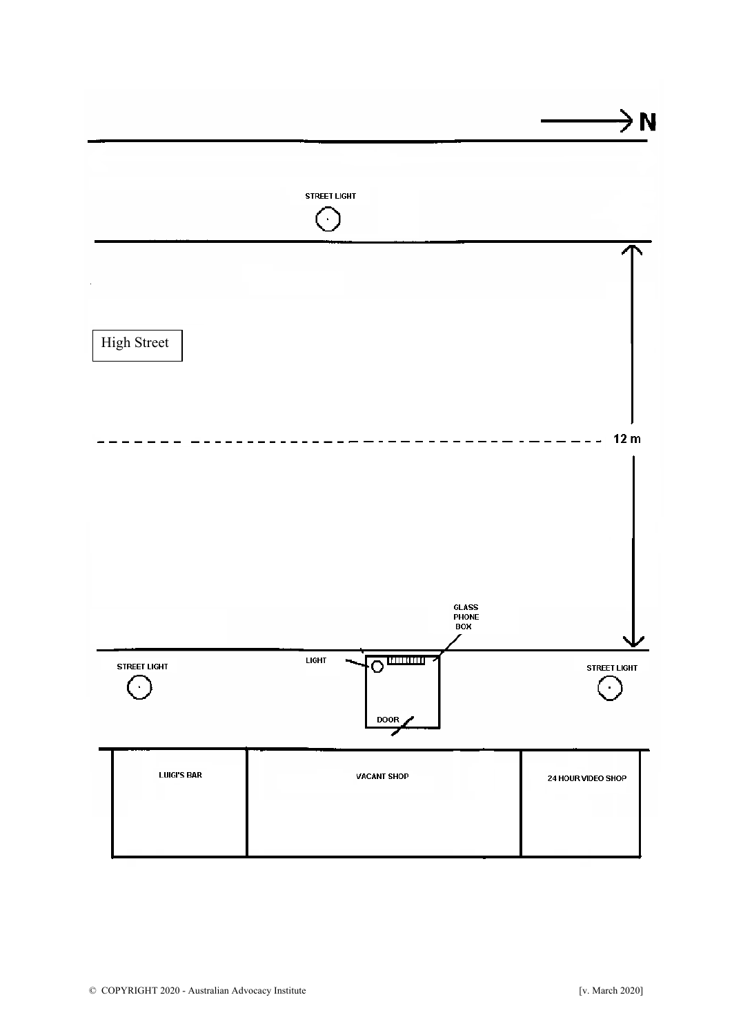N

STREET LIGHT

High Street

12 m

GLASS PHONE BOX

LIGHT

STREET LIGHT

STREET LIGHT

DOOR

LUIGI'S BAR

VACANT SHOP

24 HOUR VIDEO SHOP

© COPYRIGHT 2020 - Australian Advocacy Institute

[v. March 2020]